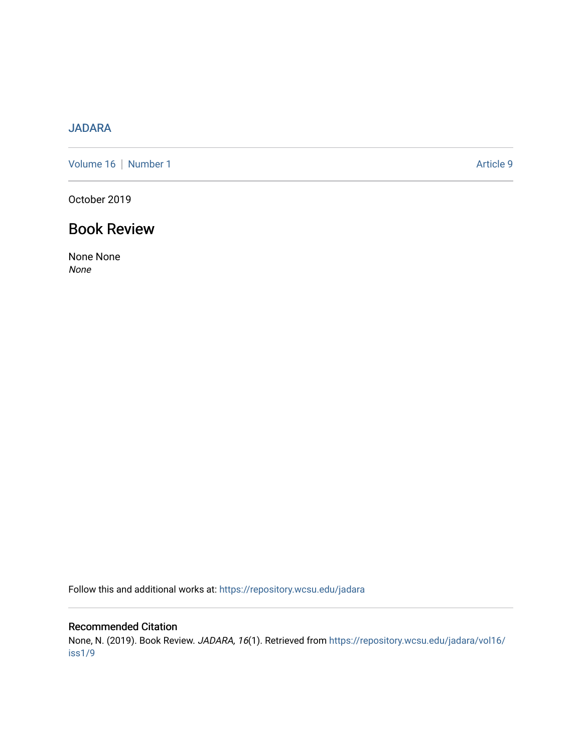JADARA

Volume 16 | Number 1 | Article 9

October 2019

# Book Review

None None
*None*

Follow this and additional works at: https://repository.wcsu.edu/jadara

## Recommended Citation

None, N. (2019). Book Review. *JADARA, 16*(1). Retrieved from https://repository.wcsu.edu/jadara/vol16/iss1/9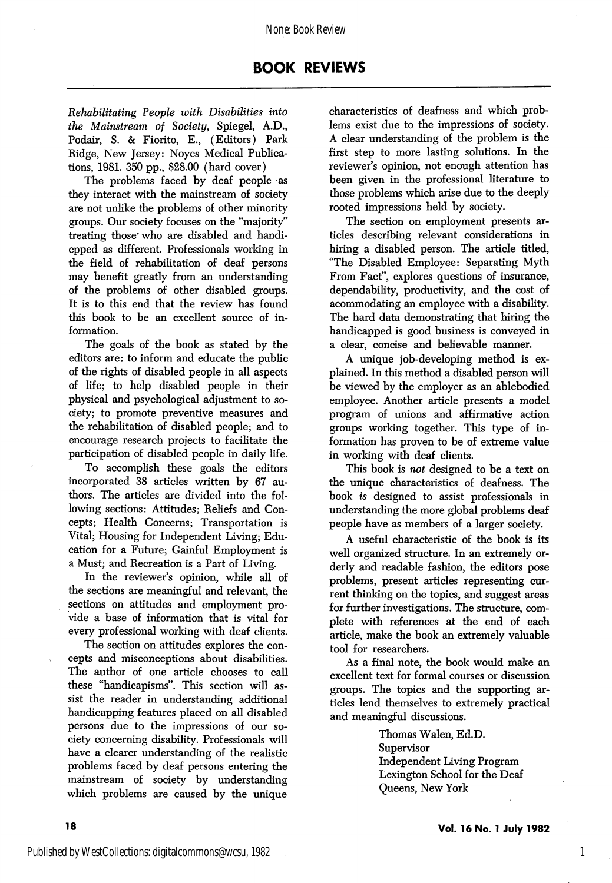# BOOK REVIEWS

*Rehabilitating People with Disabilities into the Mainstream of Society*, Spiegel, A.D., Podair, S. & Fiorito, E., (Editors) Park Ridge, New Jersey: Noyes Medical Publications, 1981. 350 pp., $28.00 (hard cover)

The problems faced by deaf people as they interact with the mainstream of society are not unlike the problems of other minority groups. Our society focuses on the "majority" treating those who are disabled and handicpped as different. Professionals working in the field of rehabilitation of deaf persons may benefit greatly from an understanding of the problems of other disabled groups. It is to this end that the review has found this book to be an excellent source of information.

The goals of the book as stated by the editors are: to inform and educate the public of the rights of disabled people in all aspects of life; to help disabled people in their physical and psychological adjustment to society; to promote preventive measures and the rehabilitation of disabled people; and to encourage research projects to facilitate the participation of disabled people in daily life.

To accomplish these goals the editors incorporated 38 articles written by 67 authors. The articles are divided into the following sections: Attitudes; Reliefs and Concepts; Health Concerns; Transportation is Vital; Housing for Independent Living; Education for a Future; Gainful Employment is a Must; and Recreation is a Part of Living.

In the reviewer's opinion, while all of the sections are meaningful and relevant, the sections on attitudes and employment provide a base of information that is vital for every professional working with deaf clients.

The section on attitudes explores the concepts and misconceptions about disabilities. The author of one article chooses to call these "handicapisms". This section will assist the reader in understanding additional handicapping features placed on all disabled persons due to the impressions of our society concerning disability. Professionals will have a clearer understanding of the realistic problems faced by deaf persons entering the mainstream of society by understanding which problems are caused by the unique characteristics of deafness and which problems exist due to the impressions of society. A clear understanding of the problem is the first step to more lasting solutions. In the reviewer's opinion, not enough attention has been given in the professional literature to those problems which arise due to the deeply rooted impressions held by society.

The section on employment presents articles describing relevant considerations in hiring a disabled person. The article titled, "The Disabled Employee: Separating Myth From Fact", explores questions of insurance, dependability, productivity, and the cost of accommodating an employee with a disability. The hard data demonstrating that hiring the handicapped is good business is conveyed in a clear, concise and believable manner.

A unique job-developing method is explained. In this method a disabled person will be viewed by the employer as an ablebodied employee. Another article presents a model program of unions and affirmative action groups working together. This type of information has proven to be of extreme value in working with deaf clients.

This book is *not* designed to be a text on the unique characteristics of deafness. The book *is* designed to assist professionals in understanding the more global problems deaf people have as members of a larger society.

A useful characteristic of the book is its well organized structure. In an extremely orderly and readable fashion, the editors pose problems, present articles representing current thinking on the topics, and suggest areas for further investigations. The structure, complete with references at the end of each article, make the book an extremely valuable tool for researchers.

As a final note, the book would make an excellent text for formal courses or discussion groups. The topics and the supporting articles lend themselves to extremely practical and meaningful discussions.

Thomas Walen, Ed.D.
Supervisor
Independent Living Program
Lexington School for the Deaf
Queens, New York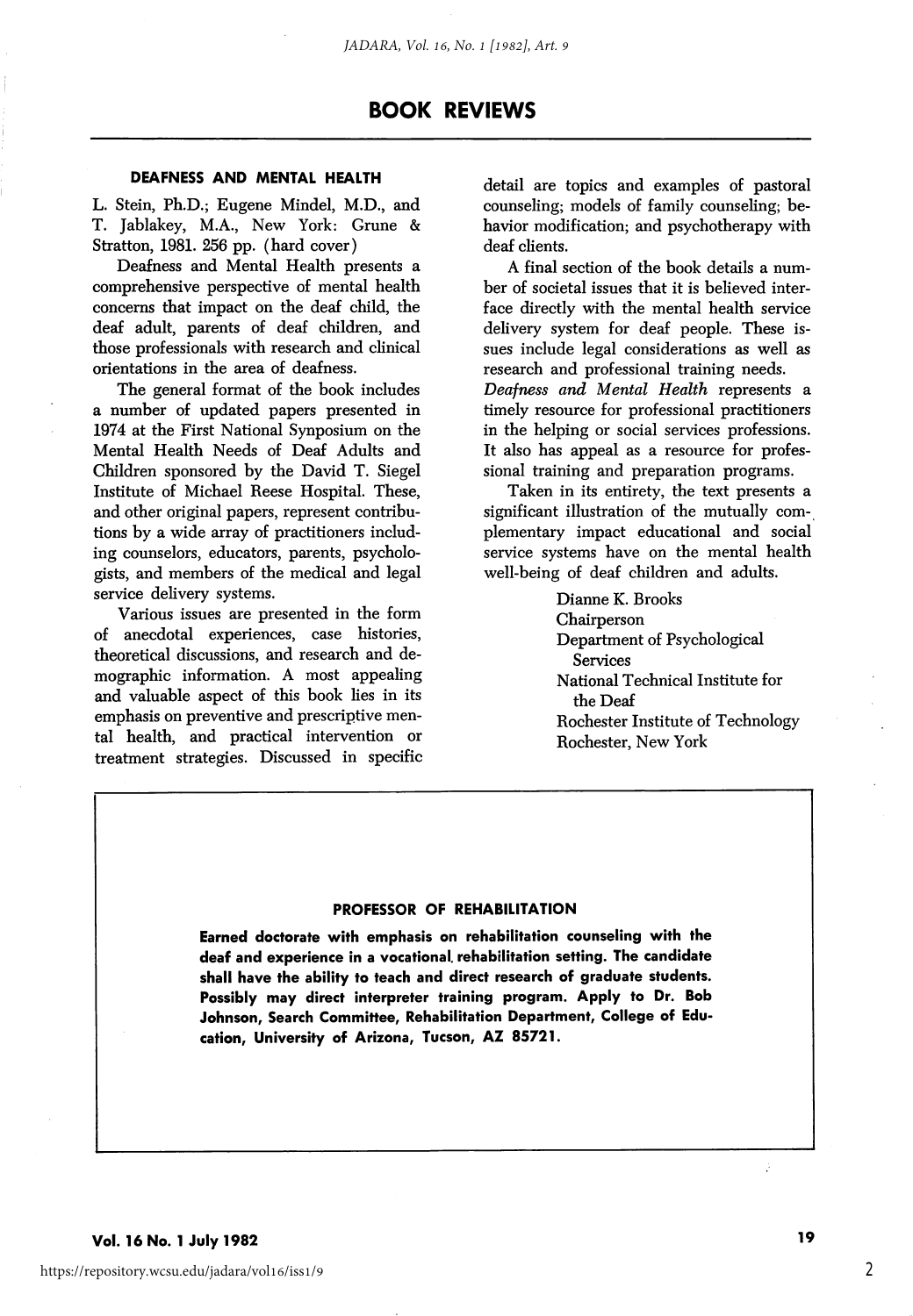# BOOK REVIEWS

### DEAFNESS AND MENTAL HEALTH

L. Stein, Ph.D.; Eugene Mindel, M.D., and T. Jablakey, M.A., New York: Grune & Stratton, 1981. 256 pp. (hard cover)

Deafness and Mental Health presents a comprehensive perspective of mental health concerns that impact on the deaf child, the deaf adult, parents of deaf children, and those professionals with research and clinical orientations in the area of deafness.

The general format of the book includes a number of updated papers presented in 1974 at the First National Synposium on the Mental Health Needs of Deaf Adults and Children sponsored by the David T. Siegel Institute of Michael Reese Hospital. These, and other original papers, represent contributions by a wide array of practitioners including counselors, educators, parents, psychologists, and members of the medical and legal service delivery systems.

Various issues are presented in the form of anecdotal experiences, case histories, theoretical discussions, and research and demographic information. A most appealing and valuable aspect of this book lies in its emphasis on preventive and prescriptive mental health, and practical intervention or treatment strategies. Discussed in specific detail are topics and examples of pastoral counseling; models of family counseling; behavior modification; and psychotherapy with deaf clients.

A final section of the book details a number of societal issues that it is believed interface directly with the mental health service delivery system for deaf people. These issues include legal considerations as well as research and professional training needs. *Deafness and Mental Health* represents a timely resource for professional practitioners in the helping or social services professions. It also has appeal as a resource for professional training and preparation programs.

Taken in its entirety, the text presents a significant illustration of the mutually complementary impact educational and social service systems have on the mental health well-being of deaf children and adults.

Dianne K. Brooks
Chairperson
Department of Psychological Services
National Technical Institute for the Deaf
Rochester Institute of Technology
Rochester, New York

---

**PROFESSOR OF REHABILITATION**

**Earned doctorate with emphasis on rehabilitation counseling with the deaf and experience in a vocational rehabilitation setting. The candidate shall have the ability to teach and direct research of graduate students. Possibly may direct interpreter training program. Apply to Dr. Bob Johnson, Search Committee, Rehabilitation Department, College of Education, University of Arizona, Tucson, AZ 85721.**